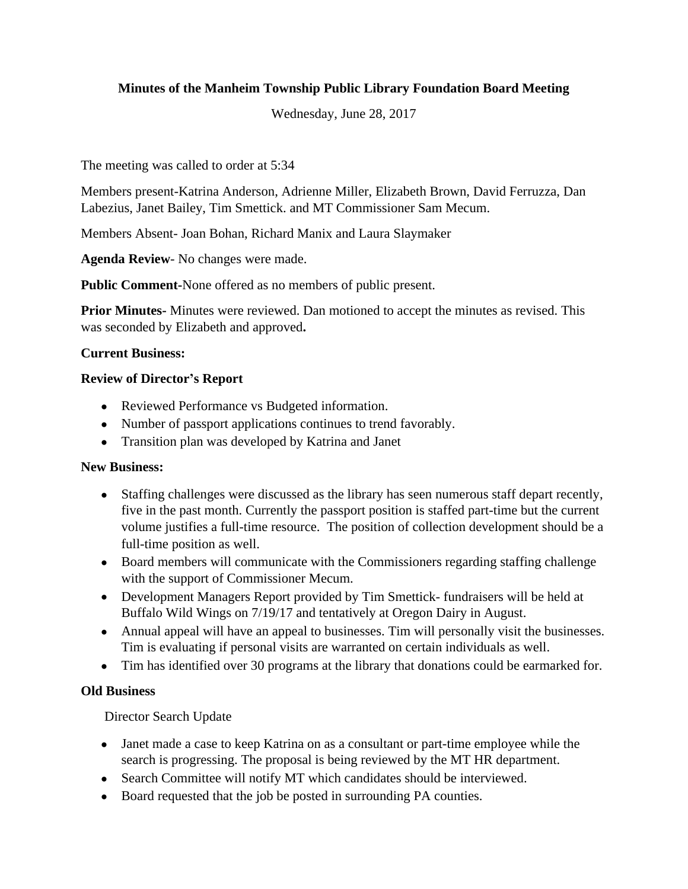**Minutes of the Manheim Township Public Library Foundation Board Meeting**

Wednesday, June 28, 2017

The meeting was called to order at 5:34

Members present-Katrina Anderson, Adrienne Miller, Elizabeth Brown, David Ferruzza, Dan Labezius, Janet Bailey, Tim Smettick. and MT Commissioner Sam Mecum.

Members Absent- Joan Bohan, Richard Manix and Laura Slaymaker

**Agenda Review**- No changes were made.

**Public Comment**-None offered as no members of public present.

**Prior Minutes**- Minutes were reviewed. Dan motioned to accept the minutes as revised. This was seconded by Elizabeth and approved**.**

**Current Business:**

**Review of Director's Report**

- Reviewed Performance vs Budgeted information.
- Number of passport applications continues to trend favorably.
- Transition plan was developed by Katrina and Janet

**New Business:**

- Staffing challenges were discussed as the library has seen numerous staff depart recently, five in the past month. Currently the passport position is staffed part-time but the current volume justifies a full-time resource. The position of collection development should be a full-time position as well.
- Board members will communicate with the Commissioners regarding staffing challenge with the support of Commissioner Mecum.
- Development Managers Report provided by Tim Smettick- fundraisers will be held at Buffalo Wild Wings on 7/19/17 and tentatively at Oregon Dairy in August.
- Annual appeal will have an appeal to businesses. Tim will personally visit the businesses. Tim is evaluating if personal visits are warranted on certain individuals as well.
- Tim has identified over 30 programs at the library that donations could be earmarked for.

**Old Business**

Director Search Update

- Janet made a case to keep Katrina on as a consultant or part-time employee while the search is progressing. The proposal is being reviewed by the MT HR department.
- Search Committee will notify MT which candidates should be interviewed.
- Board requested that the job be posted in surrounding PA counties.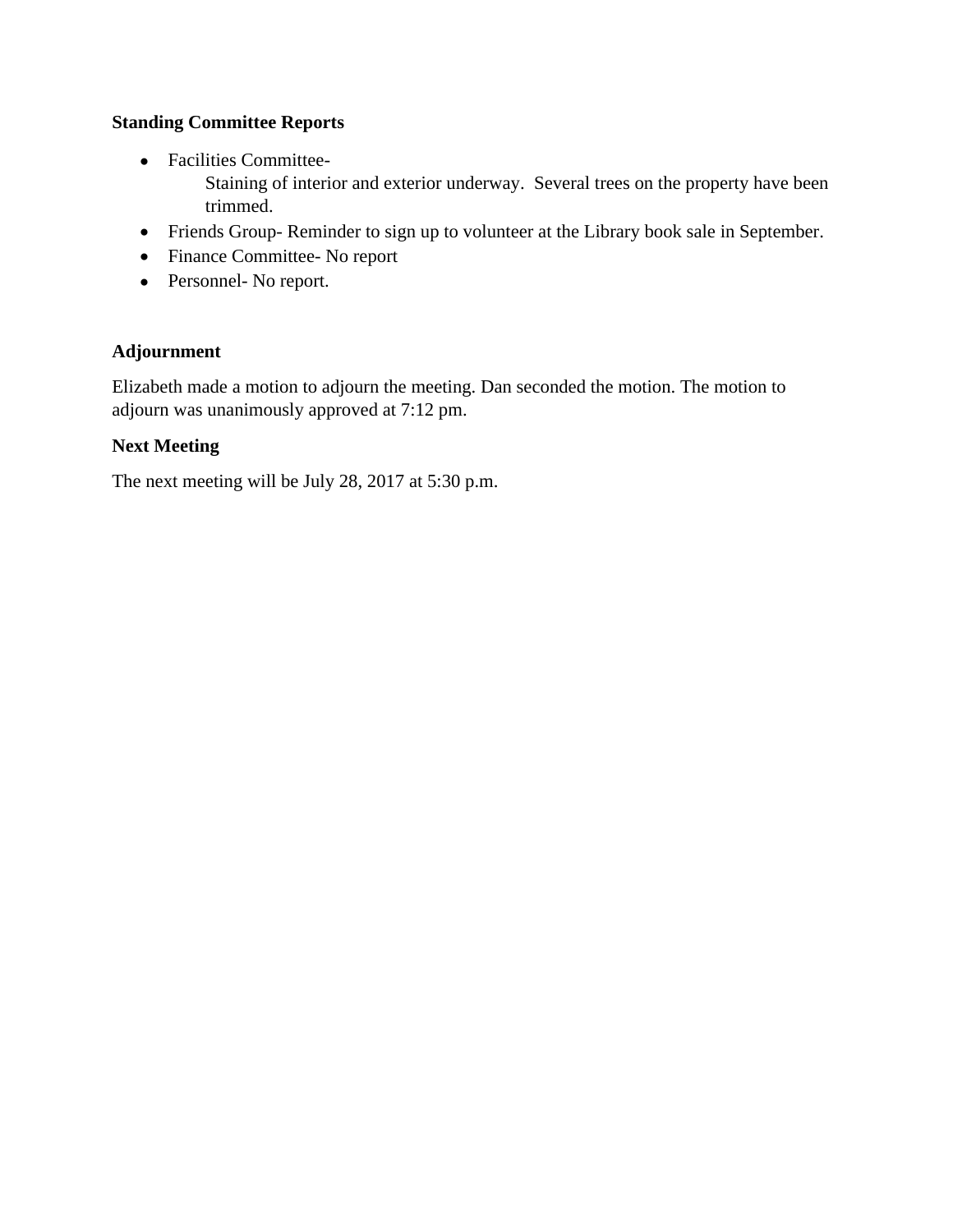**Standing Committee Reports**

- Facilities Committee-
  Staining of interior and exterior underway. Several trees on the property have been trimmed.
- Friends Group- Reminder to sign up to volunteer at the Library book sale in September.
- Finance Committee- No report
- Personnel- No report.

**Adjournment**

Elizabeth made a motion to adjourn the meeting. Dan seconded the motion. The motion to adjourn was unanimously approved at 7:12 pm.

**Next Meeting**

The next meeting will be July 28, 2017 at 5:30 p.m.